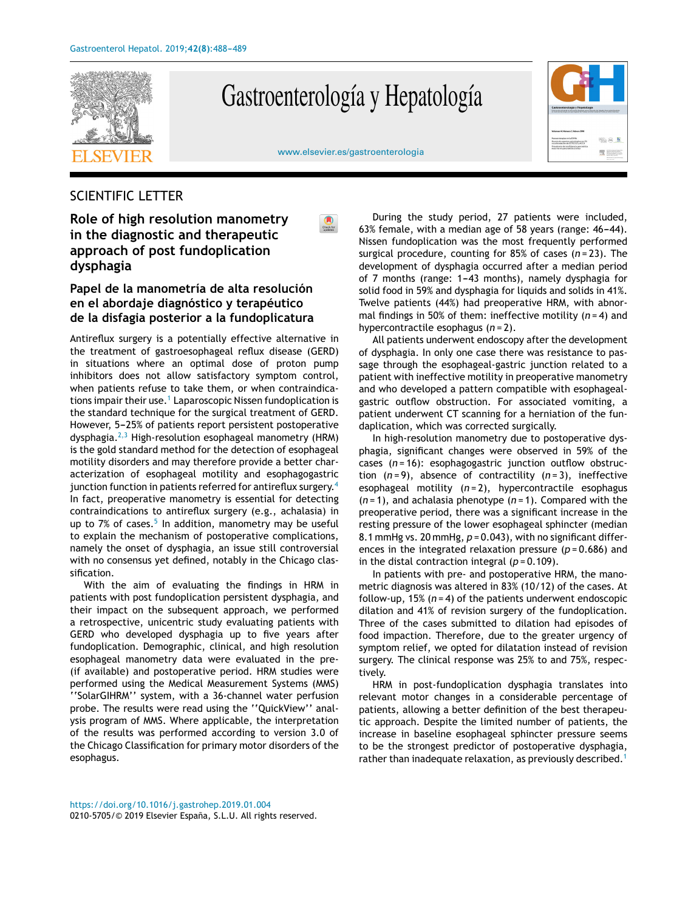SCIENTIFIC LETTER

# Role of high resolution manometry in the diagnostic and therapeutic approach of post fundoplication dysphagia

## Papel de la manometría de alta resolución en el abordaje diagnóstico y terapéutico de la disfagia posterior a la fundoplicatura

Antireflux surgery is a potentially effective alternative in the treatment of gastroesophageal reflux disease (GERD) in situations where an optimal dose of proton pump inhibitors does not allow satisfactory symptom control, when patients refuse to take them, or when contraindications impair their use.[1] Laparoscopic Nissen fundoplication is the standard technique for the surgical treatment of GERD. However, 5–25% of patients report persistent postoperative dysphagia.[2,3] High-resolution esophageal manometry (HRM) is the gold standard method for the detection of esophageal motility disorders and may therefore provide a better characterization of esophageal motility and esophagogastric junction function in patients referred for antireflux surgery.[4] In fact, preoperative manometry is essential for detecting contraindications to antireflux surgery (e.g., achalasia) in up to 7% of cases.[5] In addition, manometry may be useful to explain the mechanism of postoperative complications, namely the onset of dysphagia, an issue still controversial with no consensus yet defined, notably in the Chicago classification.

With the aim of evaluating the findings in HRM in patients with post fundoplication persistent dysphagia, and their impact on the subsequent approach, we performed a retrospective, unicentric study evaluating patients with GERD who developed dysphagia up to five years after fundoplication. Demographic, clinical, and high resolution esophageal manometry data were evaluated in the pre- (if available) and postoperative period. HRM studies were performed using the Medical Measurement Systems (MMS) ''SolarGIHRM'' system, with a 36-channel water perfusion probe. The results were read using the ''QuickView'' analysis program of MMS. Where applicable, the interpretation of the results was performed according to version 3.0 of the Chicago Classification for primary motor disorders of the esophagus.

During the study period, 27 patients were included, 63% female, with a median age of 58 years (range: 46–44). Nissen fundoplication was the most frequently performed surgical procedure, counting for 85% of cases ($n = 23$). The development of dysphagia occurred after a median period of 7 months (range: 1–43 months), namely dysphagia for solid food in 59% and dysphagia for liquids and solids in 41%. Twelve patients (44%) had preoperative HRM, with abnormal findings in 50% of them: ineffective motility ($n = 4$) and hypercontractile esophagus ($n = 2$).

All patients underwent endoscopy after the development of dysphagia. In only one case there was resistance to passage through the esophageal-gastric junction related to a patient with ineffective motility in preoperative manometry and who developed a pattern compatible with esophageal-gastric outflow obstruction. For associated vomiting, a patient underwent CT scanning for a herniation of the fundaplication, which was corrected surgically.

In high-resolution manometry due to postoperative dysphagia, significant changes were observed in 59% of the cases ($n = 16$): esophagogastric junction outflow obstruction ($n = 9$), absence of contractility ($n = 3$), ineffective esophageal motility ($n = 2$), hypercontractile esophagus ($n = 1$), and achalasia phenotype ($n = 1$). Compared with the preoperative period, there was a significant increase in the resting pressure of the lower esophageal sphincter (median 8.1 mmHg vs. 20 mmHg, $p = 0.043$), with no significant differences in the integrated relaxation pressure ($p = 0.686$) and in the distal contraction integral ($p = 0.109$).

In patients with pre- and postoperative HRM, the manometric diagnosis was altered in 83% (10/12) of the cases. At follow-up, 15% ($n = 4$) of the patients underwent endoscopic dilation and 41% of revision surgery of the fundoplication. Three of the cases submitted to dilation had episodes of food impaction. Therefore, due to the greater urgency of symptom relief, we opted for dilatation instead of revision surgery. The clinical response was 25% to and 75%, respectively.

HRM in post-fundoplication dysphagia translates into relevant motor changes in a considerable percentage of patients, allowing a better definition of the best therapeutic approach. Despite the limited number of patients, the increase in baseline esophageal sphincter pressure seems to be the strongest predictor of postoperative dysphagia, rather than inadequate relaxation, as previously described.[1]

https://doi.org/10.1016/j.gastrohep.2019.01.004
0210-5705/© 2019 Elsevier España, S.L.U. All rights reserved.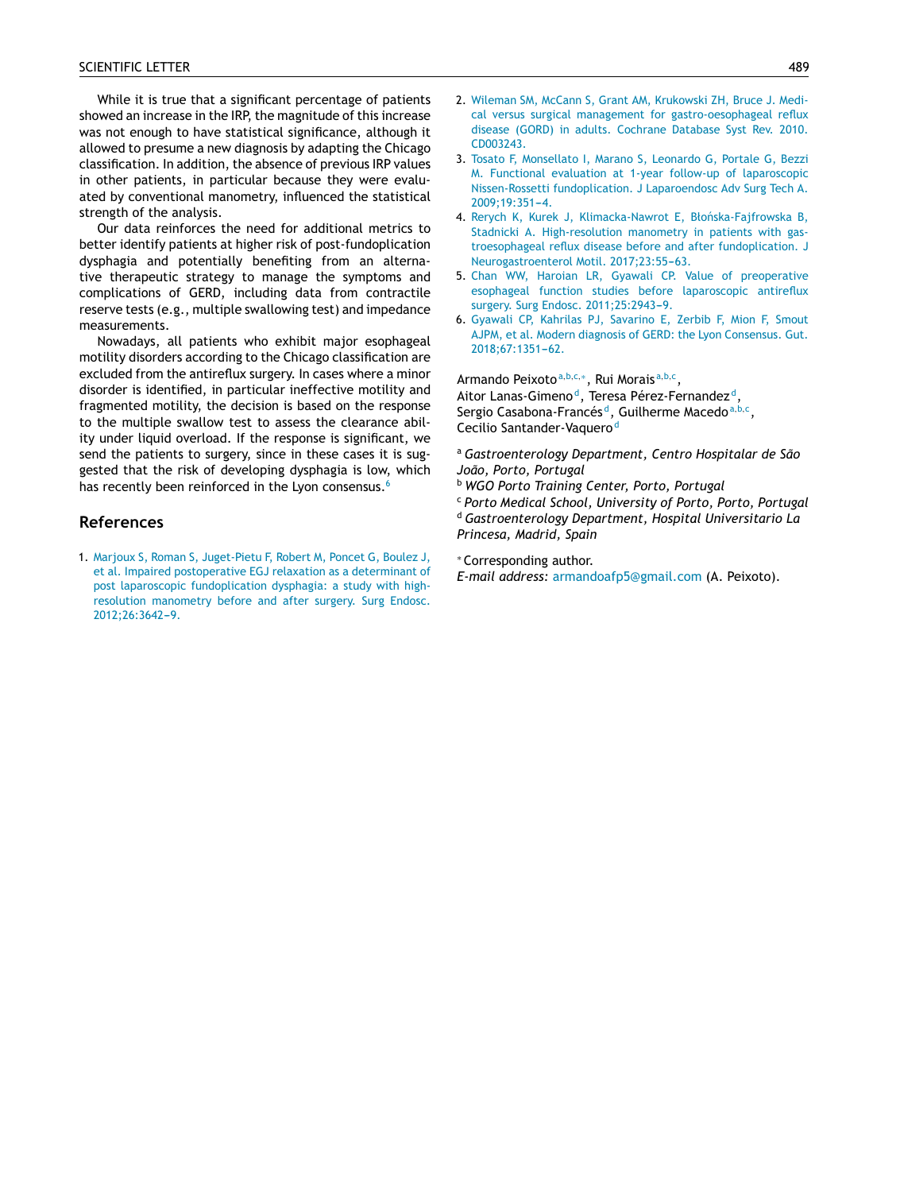While it is true that a significant percentage of patients showed an increase in the IRP, the magnitude of this increase was not enough to have statistical significance, although it allowed to presume a new diagnosis by adapting the Chicago classification. In addition, the absence of previous IRP values in other patients, in particular because they were evaluated by conventional manometry, influenced the statistical strength of the analysis.

Our data reinforces the need for additional metrics to better identify patients at higher risk of post-fundoplication dysphagia and potentially benefiting from an alternative therapeutic strategy to manage the symptoms and complications of GERD, including data from contractile reserve tests (e.g., multiple swallowing test) and impedance measurements.

Nowadays, all patients who exhibit major esophageal motility disorders according to the Chicago classification are excluded from the antireflux surgery. In cases where a minor disorder is identified, in particular ineffective motility and fragmented motility, the decision is based on the response to the multiple swallow test to assess the clearance ability under liquid overload. If the response is significant, we send the patients to surgery, since in these cases it is suggested that the risk of developing dysphagia is low, which has recently been reinforced in the Lyon consensus.[6]

## References

1. Marjoux S, Roman S, Juget-Pietu F, Robert M, Poncet G, Boulez J, et al. Impaired postoperative EGJ relaxation as a determinant of post laparoscopic fundoplication dysphagia: a study with high-resolution manometry before and after surgery. Surg Endosc. 2012;26:3642–9.
2. Wileman SM, McCann S, Grant AM, Krukowski ZH, Bruce J. Medical versus surgical management for gastro-oesophageal reflux disease (GORD) in adults. Cochrane Database Syst Rev. 2010. CD003243.
3. Tosato F, Monsellato I, Marano S, Leonardo G, Portale G, Bezzi M. Functional evaluation at 1-year follow-up of laparoscopic Nissen-Rossetti fundoplication. J Laparoendosc Adv Surg Tech A. 2009;19:351–4.
4. Rerych K, Kurek J, Klimacka-Nawrot E, Błońska-Fajfrowska B, Stadnicki A. High-resolution manometry in patients with gastroesophageal reflux disease before and after fundoplication. J Neurogastroenterol Motil. 2017;23:55–63.
5. Chan WW, Haroian LR, Gyawali CP. Value of preoperative esophageal function studies before laparoscopic antireflux surgery. Surg Endosc. 2011;25:2943–9.
6. Gyawali CP, Kahrilas PJ, Savarino E, Zerbib F, Mion F, Smout AJPM, et al. Modern diagnosis of GERD: the Lyon Consensus. Gut. 2018;67:1351–62.

Armando Peixoto[a,b,c,*], Rui Morais[a,b,c], Aitor Lanas-Gimeno[d], Teresa Pérez-Fernandez[d], Sergio Casabona-Francés[d], Guilherme Macedo[a,b,c], Cecilio Santander-Vaquero[d]

[a] *Gastroenterology Department, Centro Hospitalar de São João, Porto, Portugal*
[b] *WGO Porto Training Center, Porto, Portugal*
[c] *Porto Medical School, University of Porto, Porto, Portugal*
[d] *Gastroenterology Department, Hospital Universitario La Princesa, Madrid, Spain*

[*] Corresponding author.
*E-mail address:* armandoafp5@gmail.com (A. Peixoto).